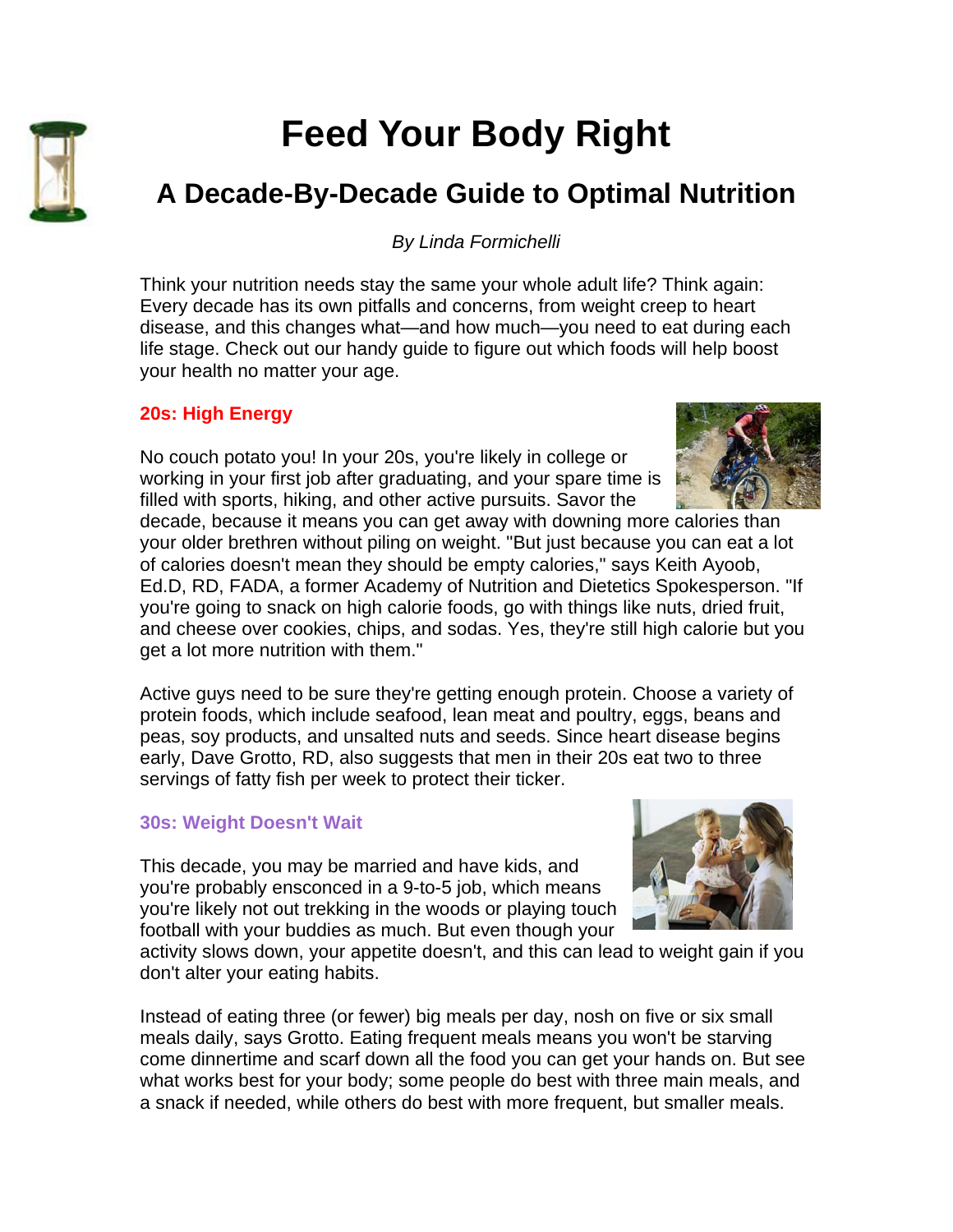# Feed Your Body Right

## A Decade-By-Decade Guide to Optimal Nutrition

*By Linda Formichelli*

Think your nutrition needs stay the same your whole adult life? Think again: Every decade has its own pitfalls and concerns, from weight creep to heart disease, and this changes what—and how much—you need to eat during each life stage. Check out our handy guide to figure out which foods will help boost your health no matter your age.

### 20s: High Energy

No couch potato you! In your 20s, you're likely in college or working in your first job after graduating, and your spare time is filled with sports, hiking, and other active pursuits. Savor the decade, because it means you can get away with downing more calories than your older brethren without piling on weight. "But just because you can eat a lot of calories doesn't mean they should be empty calories," says Keith Ayoob, Ed.D, RD, FADA, a former Academy of Nutrition and Dietetics Spokesperson. "If you're going to snack on high calorie foods, go with things like nuts, dried fruit, and cheese over cookies, chips, and sodas. Yes, they're still high calorie but you get a lot more nutrition with them."

Active guys need to be sure they're getting enough protein. Choose a variety of protein foods, which include seafood, lean meat and poultry, eggs, beans and peas, soy products, and unsalted nuts and seeds. Since heart disease begins early, Dave Grotto, RD, also suggests that men in their 20s eat two to three servings of fatty fish per week to protect their ticker.

### 30s: Weight Doesn't Wait

This decade, you may be married and have kids, and you're probably ensconced in a 9-to-5 job, which means you're likely not out trekking in the woods or playing touch football with your buddies as much. But even though your activity slows down, your appetite doesn't, and this can lead to weight gain if you don't alter your eating habits.

Instead of eating three (or fewer) big meals per day, nosh on five or six small meals daily, says Grotto. Eating frequent meals means you won't be starving come dinnertime and scarf down all the food you can get your hands on. But see what works best for your body; some people do best with three main meals, and a snack if needed, while others do best with more frequent, but smaller meals.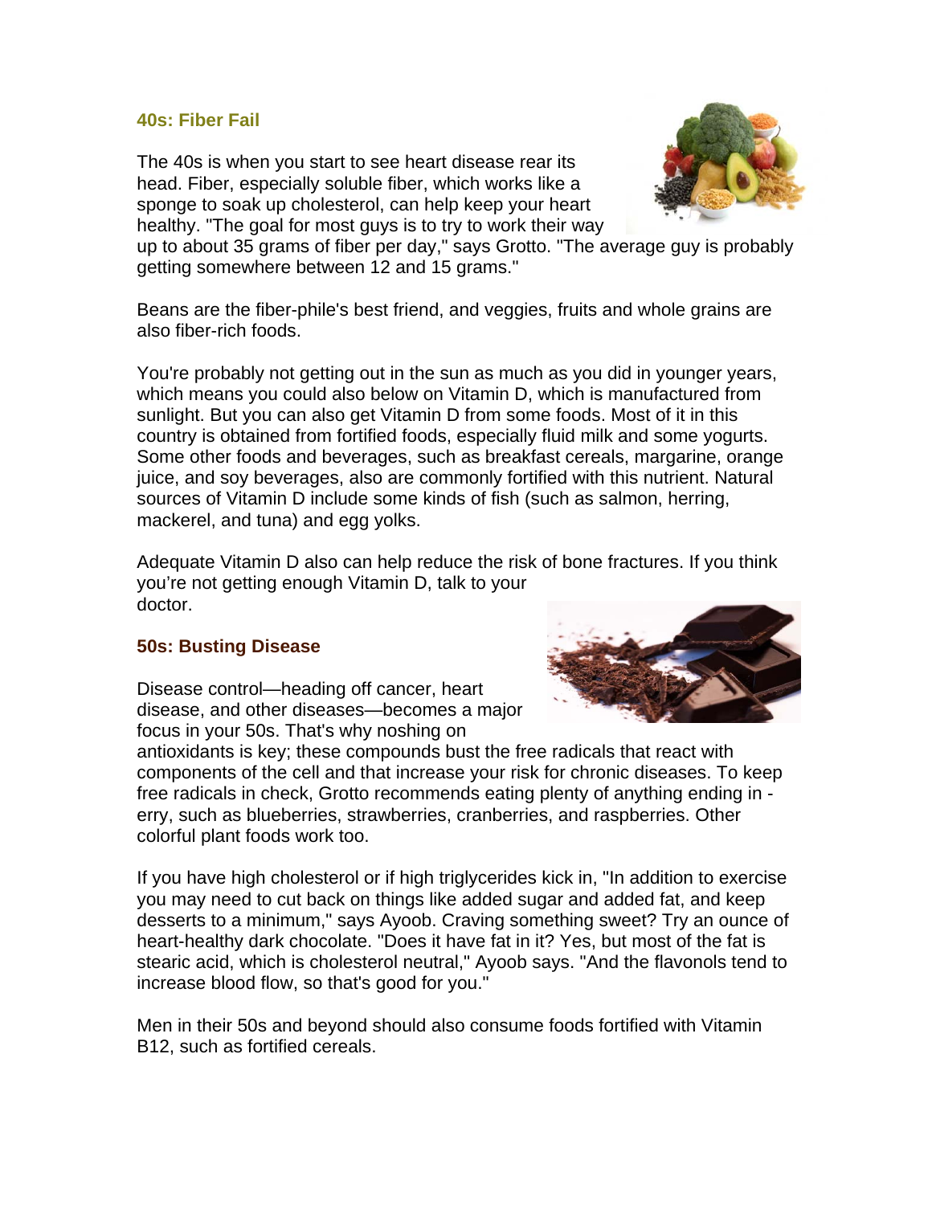### 40s: Fiber Fail

The 40s is when you start to see heart disease rear its head. Fiber, especially soluble fiber, which works like a sponge to soak up cholesterol, can help keep your heart healthy. "The goal for most guys is to try to work their way up to about 35 grams of fiber per day," says Grotto. "The average guy is probably getting somewhere between 12 and 15 grams."

Beans are the fiber-phile's best friend, and veggies, fruits and whole grains are also fiber-rich foods.

You're probably not getting out in the sun as much as you did in younger years, which means you could also below on Vitamin D, which is manufactured from sunlight. But you can also get Vitamin D from some foods. Most of it in this country is obtained from fortified foods, especially fluid milk and some yogurts. Some other foods and beverages, such as breakfast cereals, margarine, orange juice, and soy beverages, also are commonly fortified with this nutrient. Natural sources of Vitamin D include some kinds of fish (such as salmon, herring, mackerel, and tuna) and egg yolks.

Adequate Vitamin D also can help reduce the risk of bone fractures. If you think you're not getting enough Vitamin D, talk to your doctor.

### 50s: Busting Disease

Disease control—heading off cancer, heart disease, and other diseases—becomes a major focus in your 50s. That's why noshing on antioxidants is key; these compounds bust the free radicals that react with components of the cell and that increase your risk for chronic diseases. To keep free radicals in check, Grotto recommends eating plenty of anything ending in -erry, such as blueberries, strawberries, cranberries, and raspberries. Other colorful plant foods work too.

If you have high cholesterol or if high triglycerides kick in, "In addition to exercise you may need to cut back on things like added sugar and added fat, and keep desserts to a minimum," says Ayoob. Craving something sweet? Try an ounce of heart-healthy dark chocolate. "Does it have fat in it? Yes, but most of the fat is stearic acid, which is cholesterol neutral," Ayoob says. "And the flavonols tend to increase blood flow, so that's good for you."

Men in their 50s and beyond should also consume foods fortified with Vitamin B12, such as fortified cereals.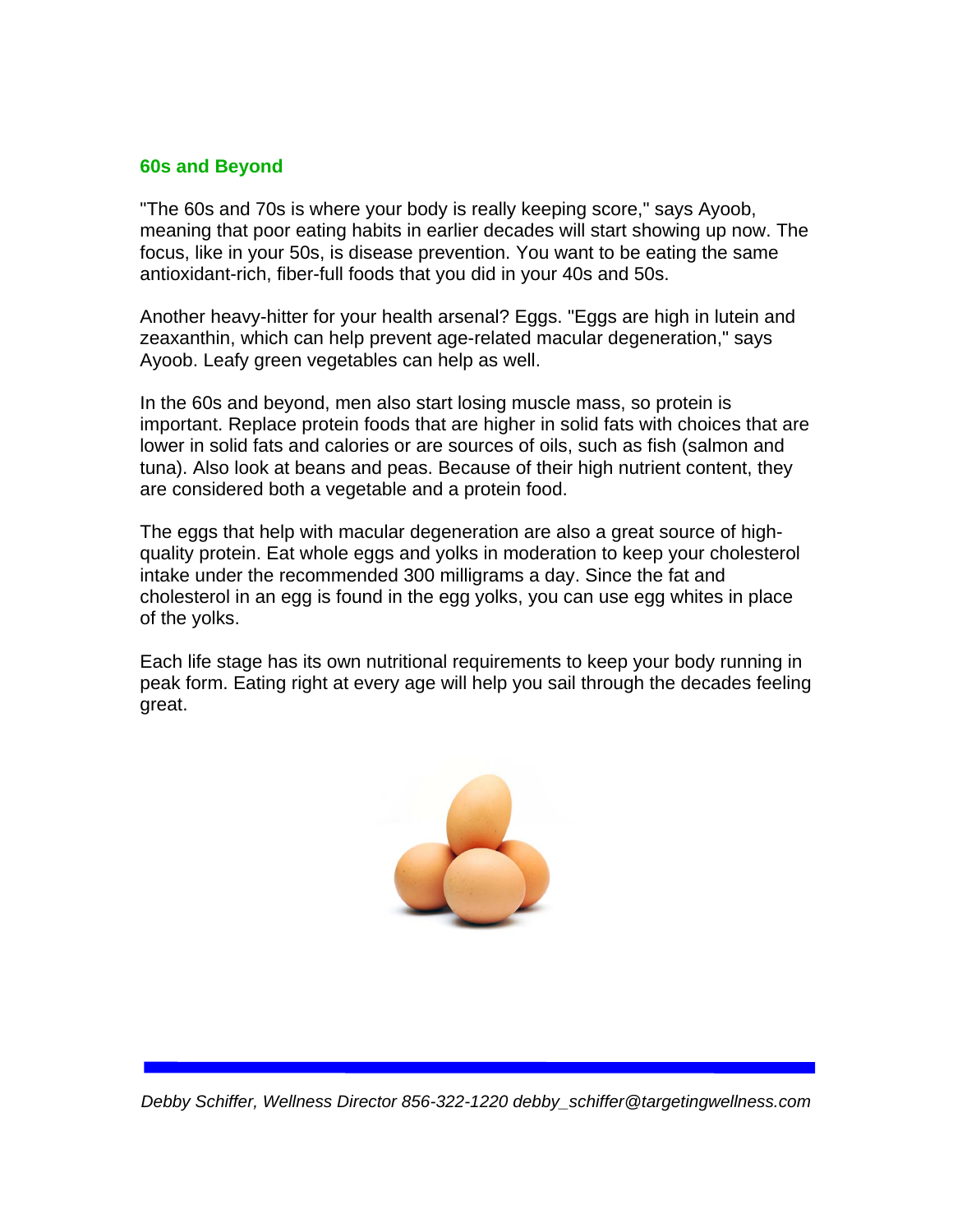## 60s and Beyond

"The 60s and 70s is where your body is really keeping score," says Ayoob, meaning that poor eating habits in earlier decades will start showing up now. The focus, like in your 50s, is disease prevention. You want to be eating the same antioxidant-rich, fiber-full foods that you did in your 40s and 50s.

Another heavy-hitter for your health arsenal? Eggs. "Eggs are high in lutein and zeaxanthin, which can help prevent age-related macular degeneration," says Ayoob. Leafy green vegetables can help as well.

In the 60s and beyond, men also start losing muscle mass, so protein is important. Replace protein foods that are higher in solid fats with choices that are lower in solid fats and calories or are sources of oils, such as fish (salmon and tuna). Also look at beans and peas. Because of their high nutrient content, they are considered both a vegetable and a protein food.

The eggs that help with macular degeneration are also a great source of high-quality protein. Eat whole eggs and yolks in moderation to keep your cholesterol intake under the recommended 300 milligrams a day. Since the fat and cholesterol in an egg is found in the egg yolks, you can use egg whites in place of the yolks.

Each life stage has its own nutritional requirements to keep your body running in peak form. Eating right at every age will help you sail through the decades feeling great.